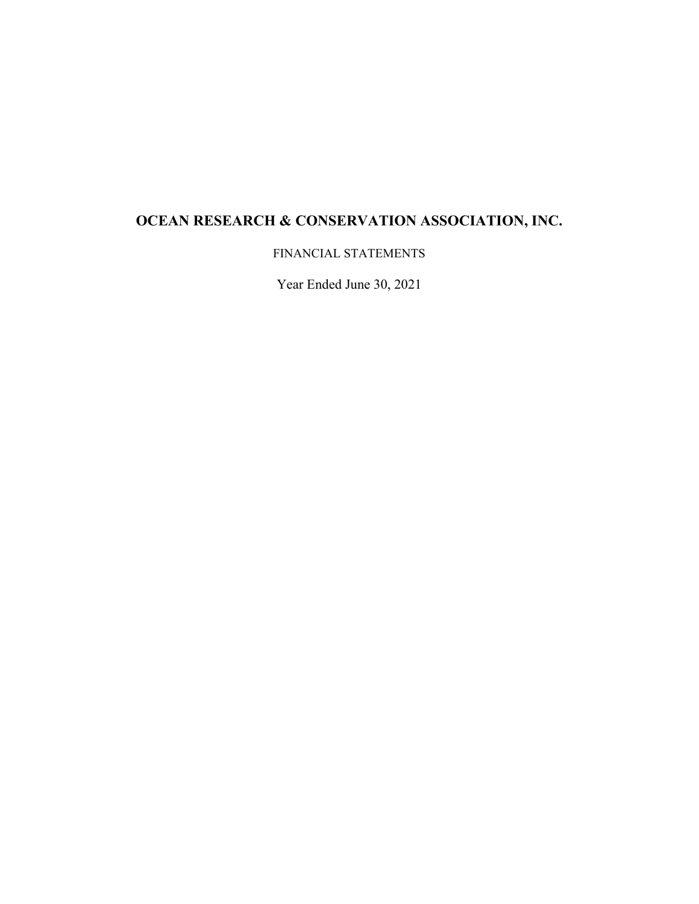# OCEAN RESEARCH & CONSERVATION ASSOCIATION, INC.

FINANCIAL STATEMENTS

Year Ended June 30, 2021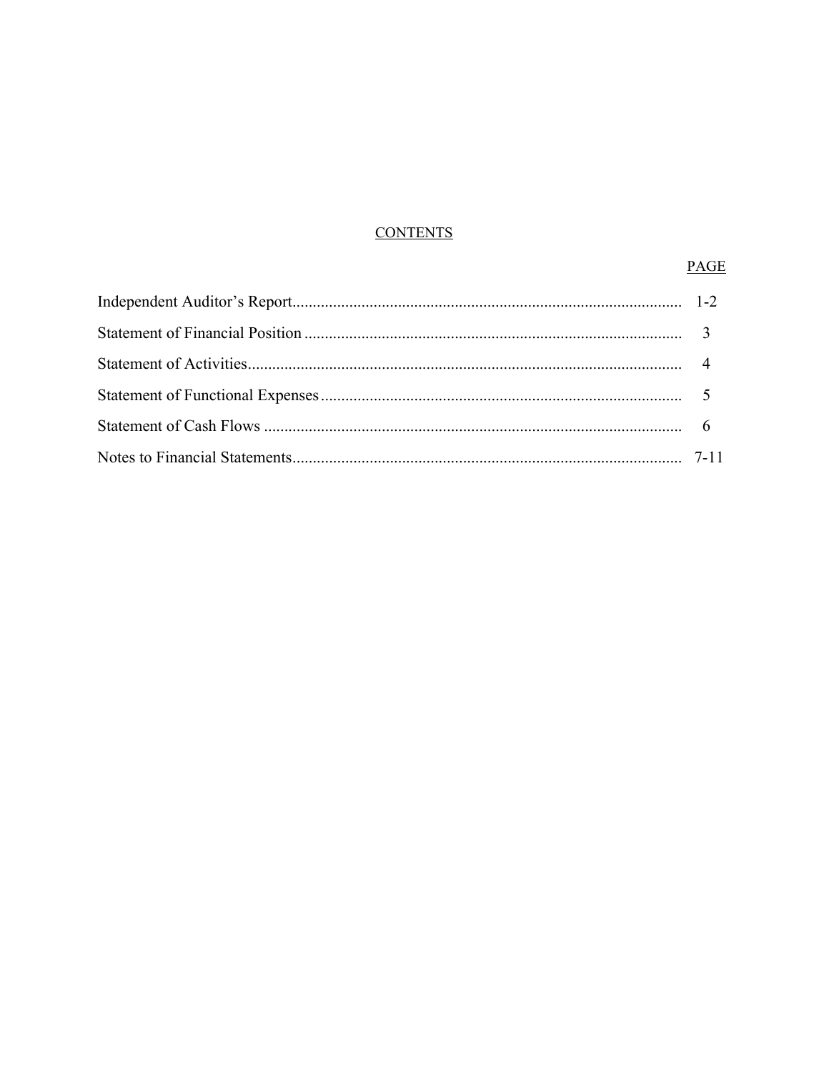## CONTENTS

| | PAGE |
|---|---|
| Independent Auditor's Report | 1-2 |
| Statement of Financial Position | 3 |
| Statement of Activities | 4 |
| Statement of Functional Expenses | 5 |
| Statement of Cash Flows | 6 |
| Notes to Financial Statements | 7-11 |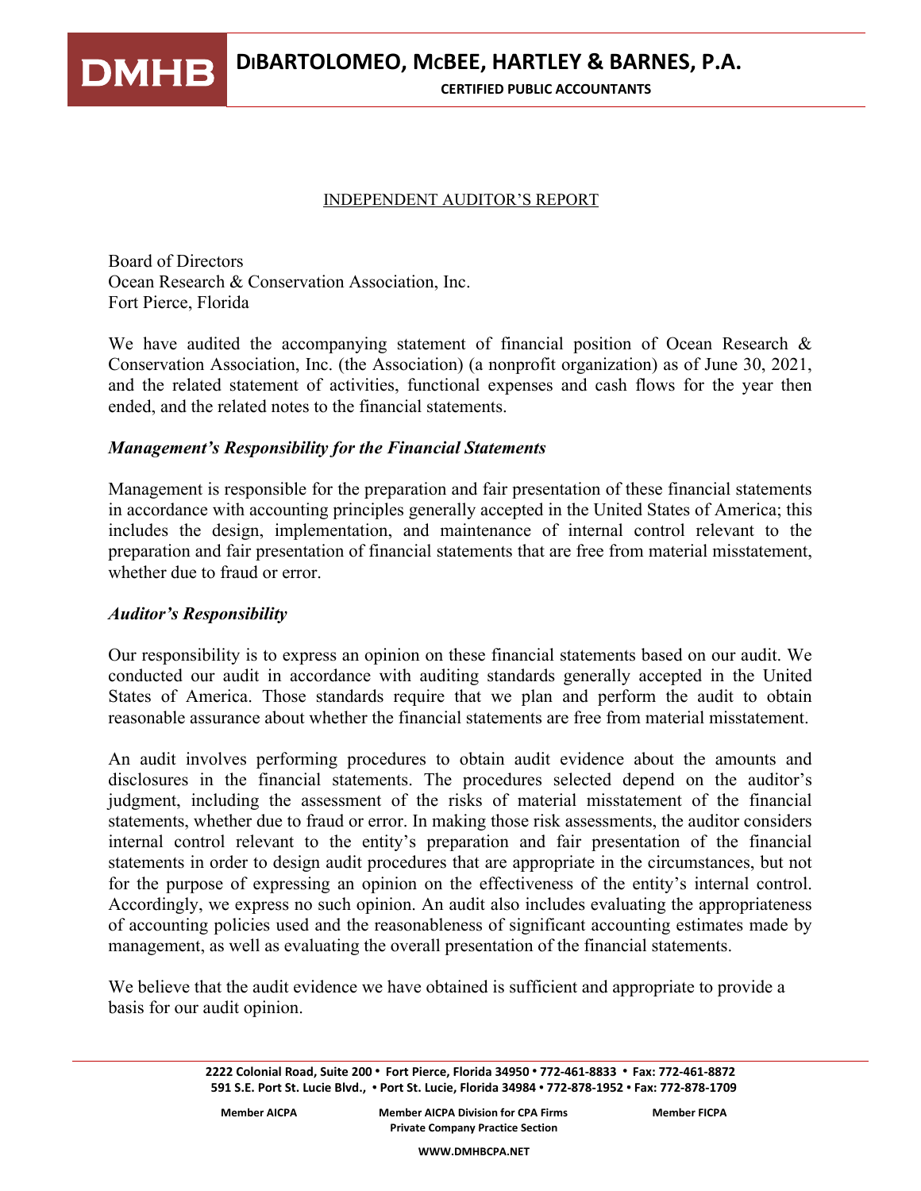# DIBARTOLOMEO, MCBEE, HARTLEY & BARNES, P.A.

CERTIFIED PUBLIC ACCOUNTANTS

## INDEPENDENT AUDITOR'S REPORT

Board of Directors
Ocean Research & Conservation Association, Inc.
Fort Pierce, Florida

We have audited the accompanying statement of financial position of Ocean Research & Conservation Association, Inc. (the Association) (a nonprofit organization) as of June 30, 2021, and the related statement of activities, functional expenses and cash flows for the year then ended, and the related notes to the financial statements.

### *Management's Responsibility for the Financial Statements*

Management is responsible for the preparation and fair presentation of these financial statements in accordance with accounting principles generally accepted in the United States of America; this includes the design, implementation, and maintenance of internal control relevant to the preparation and fair presentation of financial statements that are free from material misstatement, whether due to fraud or error.

### *Auditor's Responsibility*

Our responsibility is to express an opinion on these financial statements based on our audit. We conducted our audit in accordance with auditing standards generally accepted in the United States of America. Those standards require that we plan and perform the audit to obtain reasonable assurance about whether the financial statements are free from material misstatement.

An audit involves performing procedures to obtain audit evidence about the amounts and disclosures in the financial statements. The procedures selected depend on the auditor's judgment, including the assessment of the risks of material misstatement of the financial statements, whether due to fraud or error. In making those risk assessments, the auditor considers internal control relevant to the entity's preparation and fair presentation of the financial statements in order to design audit procedures that are appropriate in the circumstances, but not for the purpose of expressing an opinion on the effectiveness of the entity's internal control. Accordingly, we express no such opinion. An audit also includes evaluating the appropriateness of accounting policies used and the reasonableness of significant accounting estimates made by management, as well as evaluating the overall presentation of the financial statements.

We believe that the audit evidence we have obtained is sufficient and appropriate to provide a basis for our audit opinion.

2222 Colonial Road, Suite 200 • Fort Pierce, Florida 34950 • 772-461-8833 • Fax: 772-461-8872
591 S.E. Port St. Lucie Blvd., • Port St. Lucie, Florida 34984 • 772-878-1952 • Fax: 772-878-1709

Member AICPA | Member AICPA Division for CPA Firms Private Company Practice Section | Member FICPA

WWW.DMHBCPA.NET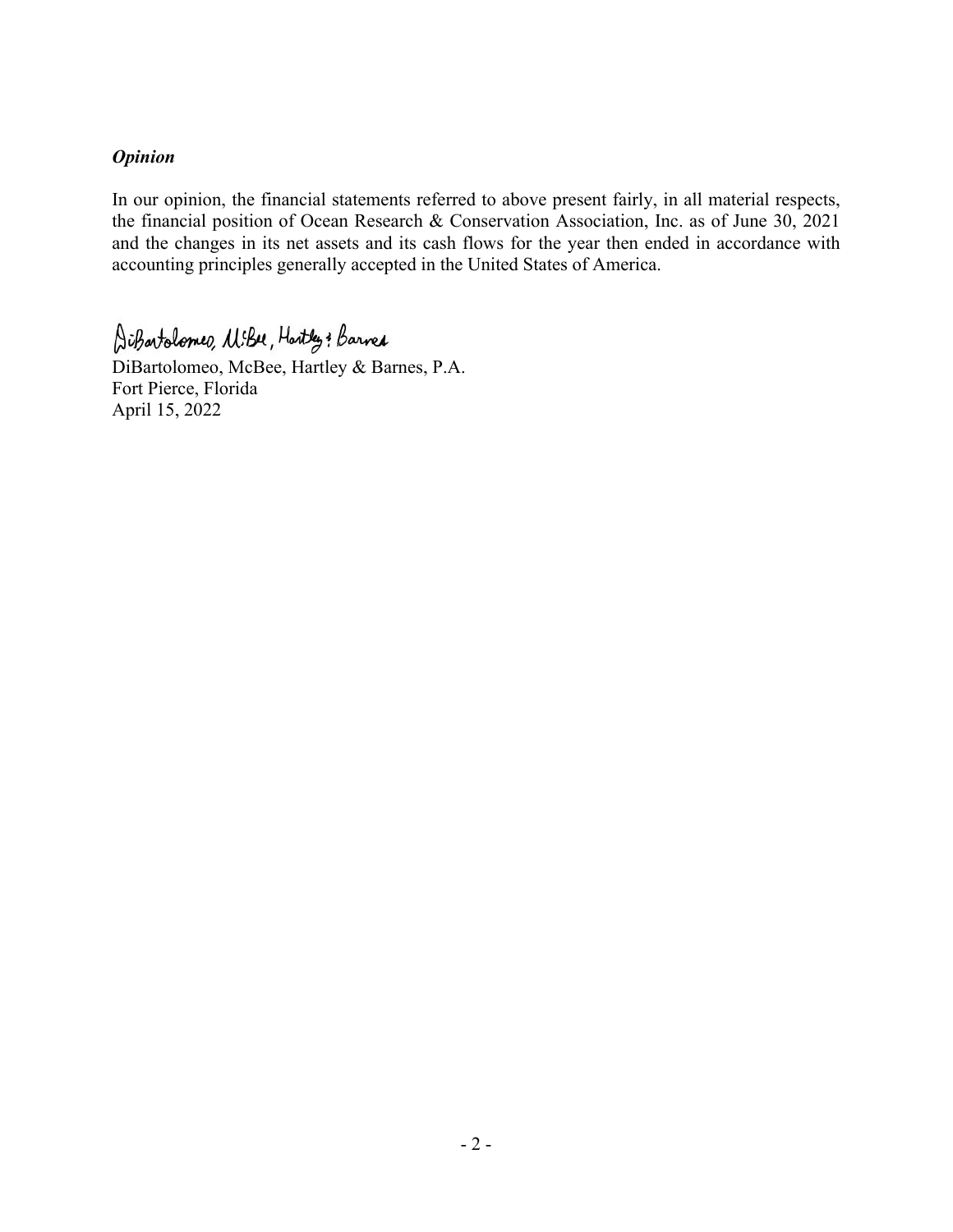***Opinion***

In our opinion, the financial statements referred to above present fairly, in all material respects, the financial position of Ocean Research & Conservation Association, Inc. as of June 30, 2021 and the changes in its net assets and its cash flows for the year then ended in accordance with accounting principles generally accepted in the United States of America.

DiBartolomeo, McBee, Hartley & Barnes

DiBartolomeo, McBee, Hartley & Barnes, P.A.
Fort Pierce, Florida
April 15, 2022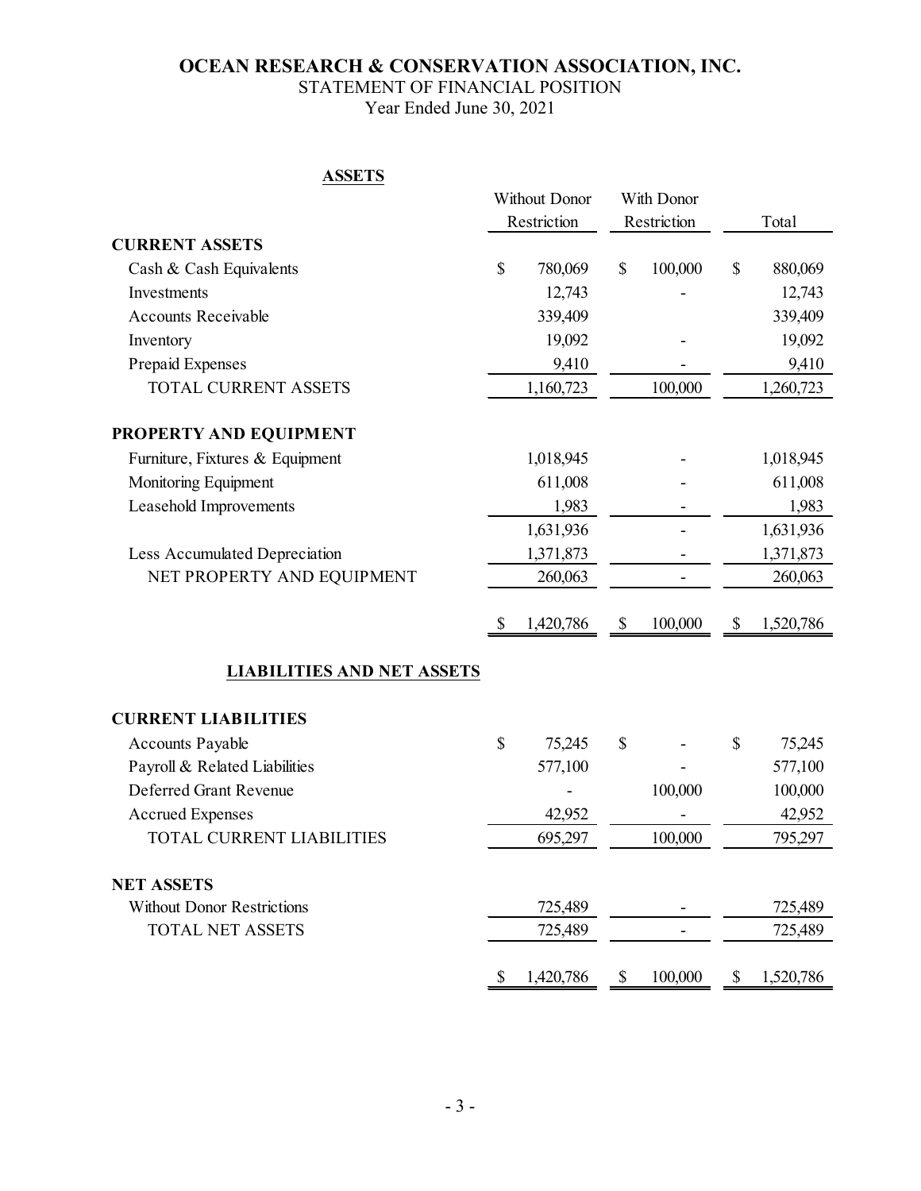# OCEAN RESEARCH & CONSERVATION ASSOCIATION, INC.

STATEMENT OF FINANCIAL POSITION

Year Ended June 30, 2021

**ASSETS**

| | Without Donor Restriction | With Donor Restriction | Total |
|---|---|---|---|
| **CURRENT ASSETS** | | | |
| Cash & Cash Equivalents | $ 780,069 | $ 100,000 | $ 880,069 |
| Investments | 12,743 | - | 12,743 |
| Accounts Receivable | 339,409 | | 339,409 |
| Inventory | 19,092 | - | 19,092 |
| Prepaid Expenses | 9,410 | - | 9,410 |
| TOTAL CURRENT ASSETS | 1,160,723 | 100,000 | 1,260,723 |
| **PROPERTY AND EQUIPMENT** | | | |
| Furniture, Fixtures & Equipment | 1,018,945 | - | 1,018,945 |
| Monitoring Equipment | 611,008 | - | 611,008 |
| Leasehold Improvements | 1,983 | - | 1,983 |
| | 1,631,936 | - | 1,631,936 |
| Less Accumulated Depreciation | 1,371,873 | - | 1,371,873 |
| NET PROPERTY AND EQUIPMENT | 260,063 | - | 260,063 |
| | $ 1,420,786 | $ 100,000 | $ 1,520,786 |

**LIABILITIES AND NET ASSETS**

| | Without Donor Restriction | With Donor Restriction | Total |
|---|---|---|---|
| **CURRENT LIABILITIES** | | | |
| Accounts Payable | $ 75,245 | $ - | $ 75,245 |
| Payroll & Related Liabilities | 577,100 | - | 577,100 |
| Deferred Grant Revenue | - | 100,000 | 100,000 |
| Accrued Expenses | 42,952 | - | 42,952 |
| TOTAL CURRENT LIABILITIES | 695,297 | 100,000 | 795,297 |
| **NET ASSETS** | | | |
| Without Donor Restrictions | 725,489 | - | 725,489 |
| TOTAL NET ASSETS | 725,489 | - | 725,489 |
| | $ 1,420,786 | $ 100,000 | $ 1,520,786 |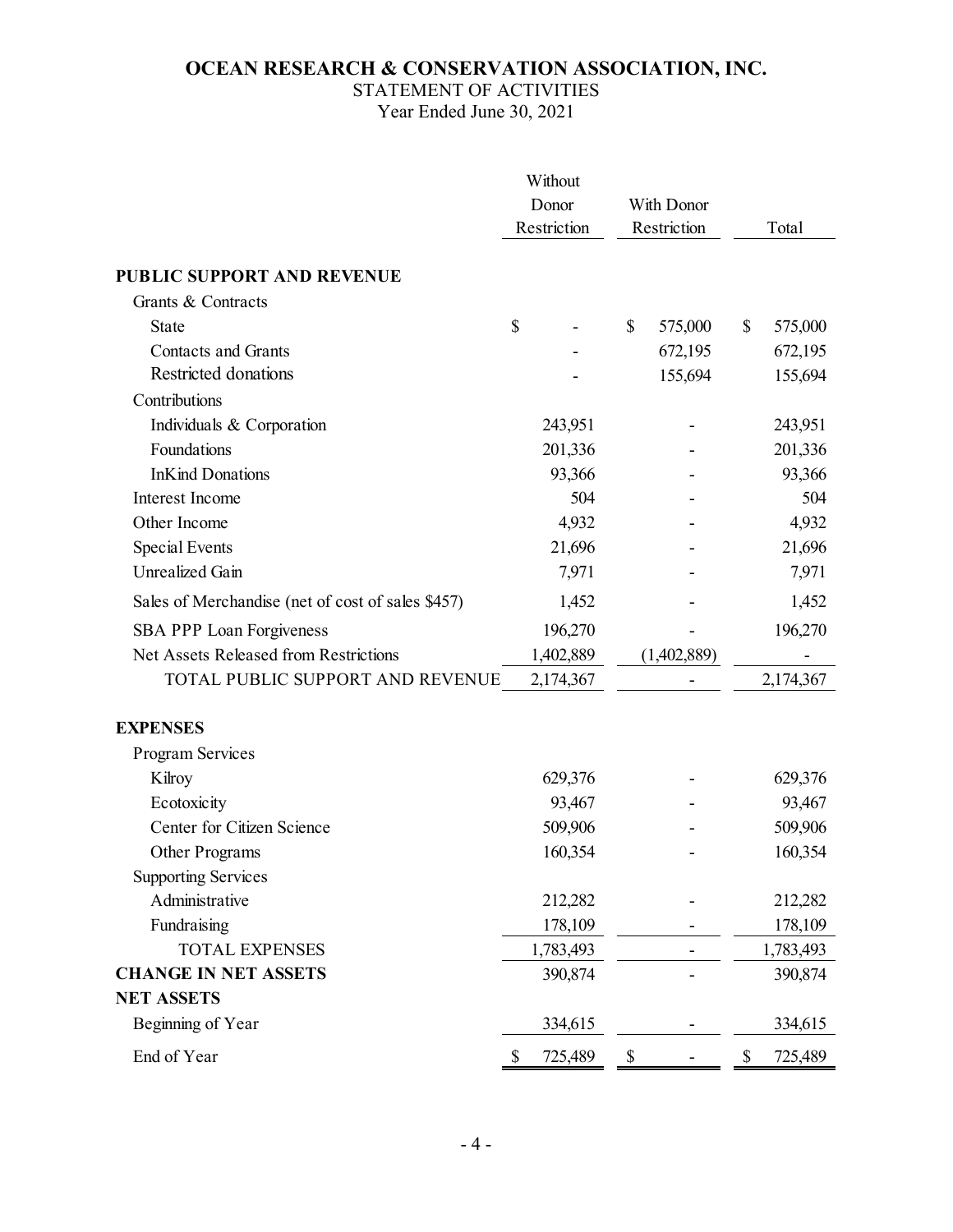# OCEAN RESEARCH & CONSERVATION ASSOCIATION, INC.

STATEMENT OF ACTIVITIES

Year Ended June 30, 2021

| | Without Donor Restriction | With Donor Restriction | Total |
|---|---|---|---|
| **PUBLIC SUPPORT AND REVENUE** | | | |
| Grants & Contracts | | | |
| State | $ - | $ 575,000 | $ 575,000 |
| Contacts and Grants | - | 672,195 | 672,195 |
| Restricted donations | - | 155,694 | 155,694 |
| Contributions | | | |
| Individuals & Corporation | 243,951 | - | 243,951 |
| Foundations | 201,336 | - | 201,336 |
| InKind Donations | 93,366 | - | 93,366 |
| Interest Income | 504 | - | 504 |
| Other Income | 4,932 | - | 4,932 |
| Special Events | 21,696 | - | 21,696 |
| Unrealized Gain | 7,971 | - | 7,971 |
| Sales of Merchandise (net of cost of sales $457) | 1,452 | - | 1,452 |
| SBA PPP Loan Forgiveness | 196,270 | - | 196,270 |
| Net Assets Released from Restrictions | 1,402,889 | (1,402,889) | - |
| TOTAL PUBLIC SUPPORT AND REVENUE | 2,174,367 | - | 2,174,367 |
| **EXPENSES** | | | |
| Program Services | | | |
| Kilroy | 629,376 | - | 629,376 |
| Ecotoxicity | 93,467 | - | 93,467 |
| Center for Citizen Science | 509,906 | - | 509,906 |
| Other Programs | 160,354 | - | 160,354 |
| Supporting Services | | | |
| Administrative | 212,282 | - | 212,282 |
| Fundraising | 178,109 | - | 178,109 |
| TOTAL EXPENSES | 1,783,493 | - | 1,783,493 |
| **CHANGE IN NET ASSETS** | 390,874 | - | 390,874 |
| **NET ASSETS** | | | |
| Beginning of Year | 334,615 | - | 334,615 |
| End of Year | $ 725,489 | $ - | $ 725,489 |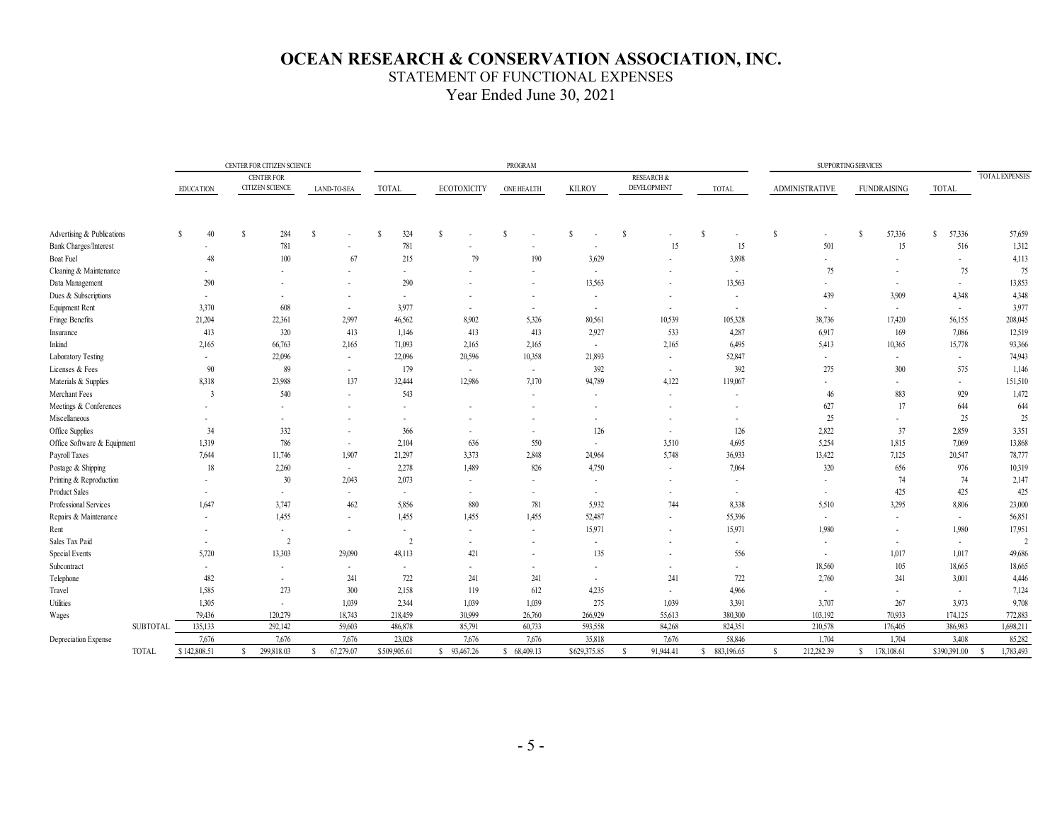# OCEAN RESEARCH & CONSERVATION ASSOCIATION, INC.

## STATEMENT OF FUNCTIONAL EXPENSES

### Year Ended June 30, 2021

| | PROGRAM | | | | | | | | | SUPPORTING SERVICES | | | |
|---|---|---|---|---|---|---|---|---|---|---|---|---|---|
| | CENTER FOR CITIZEN SCIENCE | | | | | | | | | | | | |
| | EDUCATION | CENTER FOR CITIZEN SCIENCE | LAND-TO-SEA | TOTAL | ECOTOXICITY | ONE HEALTH | KILROY | RESEARCH & DEVELOPMENT | TOTAL | ADMINISTRATIVE | FUNDRAISING | TOTAL | TOTAL EXPENSES |
| Advertising & Publications | $ 40 | $ 284 | $ - | $ 324 | $ - | $ - | $ - | $ - | $ - | $ - | $ 57,336 | $ 57,336 | 57,659 |
| Bank Charges/Interest | - | 781 | - | 781 | - | - | - | 15 | 15 | 501 | 15 | 516 | 1,312 |
| Boat Fuel | 48 | 100 | 67 | 215 | 79 | 190 | 3,629 | - | 3,898 | - | - | - | 4,113 |
| Cleaning & Maintenance | - | - | - | - | - | - | - | - | - | 75 | - | 75 | 75 |
| Data Management | 290 | - | - | 290 | - | - | 13,563 | - | 13,563 | - | - | - | 13,853 |
| Dues & Subscriptions | - | - | - | - | - | - | - | - | - | 439 | 3,909 | 4,348 | 4,348 |
| Equipment Rent | 3,370 | 608 | - | 3,977 | - | - | - | - | - | - | - | - | 3,977 |
| Fringe Benefits | 21,204 | 22,361 | 2,997 | 46,562 | 8,902 | 5,326 | 80,561 | 10,539 | 105,328 | 38,736 | 17,420 | 56,155 | 208,045 |
| Insurance | 413 | 320 | 413 | 1,146 | 413 | 413 | 2,927 | 533 | 4,287 | 6,917 | 169 | 7,086 | 12,519 |
| Inkind | 2,165 | 66,763 | 2,165 | 71,093 | 2,165 | 2,165 | - | 2,165 | 6,495 | 5,413 | 10,365 | 15,778 | 93,366 |
| Laboratory Testing | - | 22,096 | - | 22,096 | 20,596 | 10,358 | 21,893 | - | 52,847 | - | - | - | 74,943 |
| Licenses & Fees | 90 | 89 | - | 179 | - | - | 392 | - | 392 | 275 | 300 | 575 | 1,146 |
| Materials & Supplies | 8,318 | 23,988 | 137 | 32,444 | 12,986 | 7,170 | 94,789 | 4,122 | 119,067 | - | - | - | 151,510 |
| Merchant Fees | 3 | 540 | - | 543 | | - | - | - | - | 46 | 883 | 929 | 1,472 |
| Meetings & Conferences | - | - | - | - | - | - | - | - | - | 627 | 17 | 644 | 644 |
| Miscellaneous | - | - | - | - | - | - | - | - | - | 25 | - | 25 | 25 |
| Office Supplies | 34 | 332 | - | 366 | - | - | 126 | - | 126 | 2,822 | 37 | 2,859 | 3,351 |
| Office Software & Equipment | 1,319 | 786 | - | 2,104 | 636 | 550 | - | 3,510 | 4,695 | 5,254 | 1,815 | 7,069 | 13,868 |
| Payroll Taxes | 7,644 | 11,746 | 1,907 | 21,297 | 3,373 | 2,848 | 24,964 | 5,748 | 36,933 | 13,422 | 7,125 | 20,547 | 78,777 |
| Postage & Shipping | 18 | 2,260 | - | 2,278 | 1,489 | 826 | 4,750 | - | 7,064 | 320 | 656 | 976 | 10,319 |
| Printing & Reproduction | - | 30 | 2,043 | 2,073 | - | - | - | - | - | - | 74 | 74 | 2,147 |
| Product Sales | - | - | - | - | - | - | - | - | - | - | 425 | 425 | 425 |
| Professional Services | 1,647 | 3,747 | 462 | 5,856 | 880 | 781 | 5,932 | 744 | 8,338 | 5,510 | 3,295 | 8,806 | 23,000 |
| Repairs & Maintenance | - | 1,455 | - | 1,455 | 1,455 | 1,455 | 52,487 | - | 55,396 | - | - | - | 56,851 |
| Rent | - | - | - | - | - | - | 15,971 | - | 15,971 | 1,980 | - | 1,980 | 17,951 |
| Sales Tax Paid | - | 2 | | 2 | - | - | - | - | - | - | - | - | 2 |
| Special Events | 5,720 | 13,303 | 29,090 | 48,113 | 421 | - | 135 | - | 556 | - | 1,017 | 1,017 | 49,686 |
| Subcontract | - | - | - | - | - | - | - | - | - | 18,560 | 105 | 18,665 | 18,665 |
| Telephone | 482 | - | 241 | 722 | 241 | 241 | - | 241 | 722 | 2,760 | 241 | 3,001 | 4,446 |
| Travel | 1,585 | 273 | 300 | 2,158 | 119 | 612 | 4,235 | - | 4,966 | - | - | - | 7,124 |
| Utilities | 1,305 | - | 1,039 | 2,344 | 1,039 | 1,039 | 275 | 1,039 | 3,391 | 3,707 | 267 | 3,973 | 9,708 |
| Wages | 79,436 | 120,279 | 18,743 | 218,459 | 30,999 | 26,760 | 266,929 | 55,613 | 380,300 | 103,192 | 70,933 | 174,125 | 772,883 |
| SUBTOTAL | 135,133 | 292,142 | 59,603 | 486,878 | 85,791 | 60,733 | 593,558 | 84,268 | 824,351 | 210,578 | 176,405 | 386,983 | 1,698,211 |
| Depreciation Expense | 7,676 | 7,676 | 7,676 | 23,028 | 7,676 | 7,676 | 35,818 | 7,676 | 58,846 | 1,704 | 1,704 | 3,408 | 85,282 |
| TOTAL | $ 142,808.51 | $ 299,818.03 | $ 67,279.07 | $ 509,905.61 | $ 93,467.26 | $ 68,409.13 | $ 629,375.85 | $ 91,944.41 | $ 883,196.65 | $ 212,282.39 | $ 178,108.61 | $ 390,391.00 | $ 1,783,493 |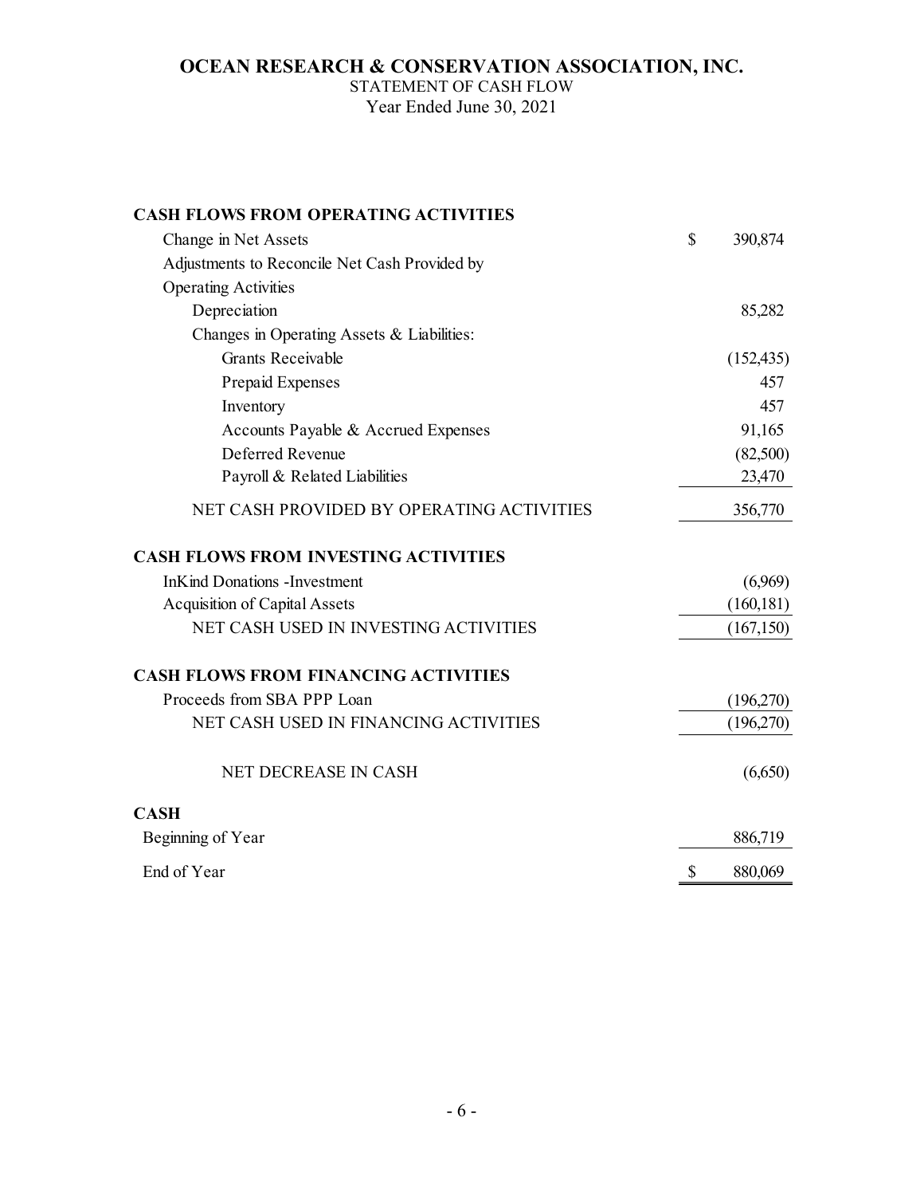# OCEAN RESEARCH & CONSERVATION ASSOCIATION, INC.

STATEMENT OF CASH FLOW

Year Ended June 30, 2021

| | |
|---|---|
| **CASH FLOWS FROM OPERATING ACTIVITIES** | |
| Change in Net Assets | $ 390,874 |
| Adjustments to Reconcile Net Cash Provided by Operating Activities | |
| Depreciation | 85,282 |
| Changes in Operating Assets & Liabilities: | |
| Grants Receivable | (152,435) |
| Prepaid Expenses | 457 |
| Inventory | 457 |
| Accounts Payable & Accrued Expenses | 91,165 |
| Deferred Revenue | (82,500) |
| Payroll & Related Liabilities | 23,470 |
| NET CASH PROVIDED BY OPERATING ACTIVITIES | 356,770 |
| **CASH FLOWS FROM INVESTING ACTIVITIES** | |
| InKind Donations -Investment | (6,969) |
| Acquisition of Capital Assets | (160,181) |
| NET CASH USED IN INVESTING ACTIVITIES | (167,150) |
| **CASH FLOWS FROM FINANCING ACTIVITIES** | |
| Proceeds from SBA PPP Loan | (196,270) |
| NET CASH USED IN FINANCING ACTIVITIES | (196,270) |
| NET DECREASE IN CASH | (6,650) |
| **CASH** | |
| Beginning of Year | 886,719 |
| End of Year | $ 880,069 |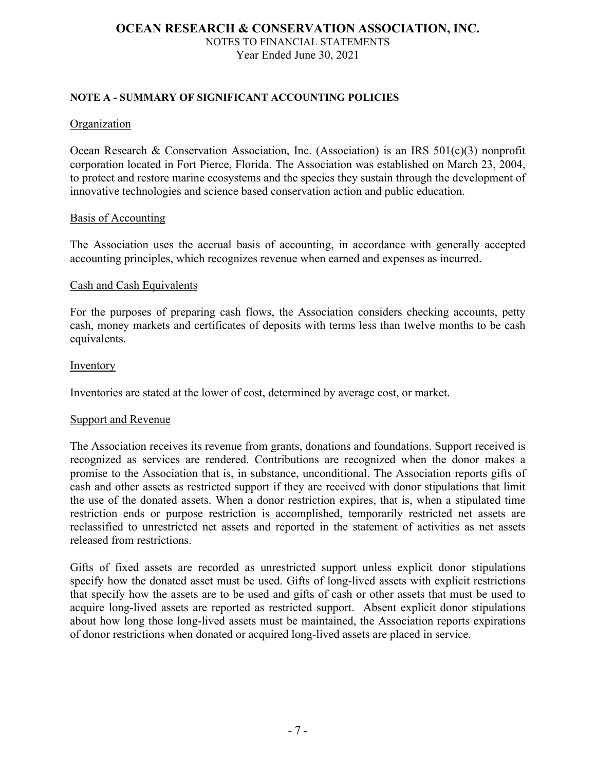# OCEAN RESEARCH & CONSERVATION ASSOCIATION, INC.

NOTES TO FINANCIAL STATEMENTS
Year Ended June 30, 2021

## NOTE A - SUMMARY OF SIGNIFICANT ACCOUNTING POLICIES

### Organization

Ocean Research & Conservation Association, Inc. (Association) is an IRS 501(c)(3) nonprofit corporation located in Fort Pierce, Florida. The Association was established on March 23, 2004, to protect and restore marine ecosystems and the species they sustain through the development of innovative technologies and science based conservation action and public education.

### Basis of Accounting

The Association uses the accrual basis of accounting, in accordance with generally accepted accounting principles, which recognizes revenue when earned and expenses as incurred.

### Cash and Cash Equivalents

For the purposes of preparing cash flows, the Association considers checking accounts, petty cash, money markets and certificates of deposits with terms less than twelve months to be cash equivalents.

### Inventory

Inventories are stated at the lower of cost, determined by average cost, or market.

### Support and Revenue

The Association receives its revenue from grants, donations and foundations. Support received is recognized as services are rendered. Contributions are recognized when the donor makes a promise to the Association that is, in substance, unconditional. The Association reports gifts of cash and other assets as restricted support if they are received with donor stipulations that limit the use of the donated assets. When a donor restriction expires, that is, when a stipulated time restriction ends or purpose restriction is accomplished, temporarily restricted net assets are reclassified to unrestricted net assets and reported in the statement of activities as net assets released from restrictions.

Gifts of fixed assets are recorded as unrestricted support unless explicit donor stipulations specify how the donated asset must be used. Gifts of long-lived assets with explicit restrictions that specify how the assets are to be used and gifts of cash or other assets that must be used to acquire long-lived assets are reported as restricted support. Absent explicit donor stipulations about how long those long-lived assets must be maintained, the Association reports expirations of donor restrictions when donated or acquired long-lived assets are placed in service.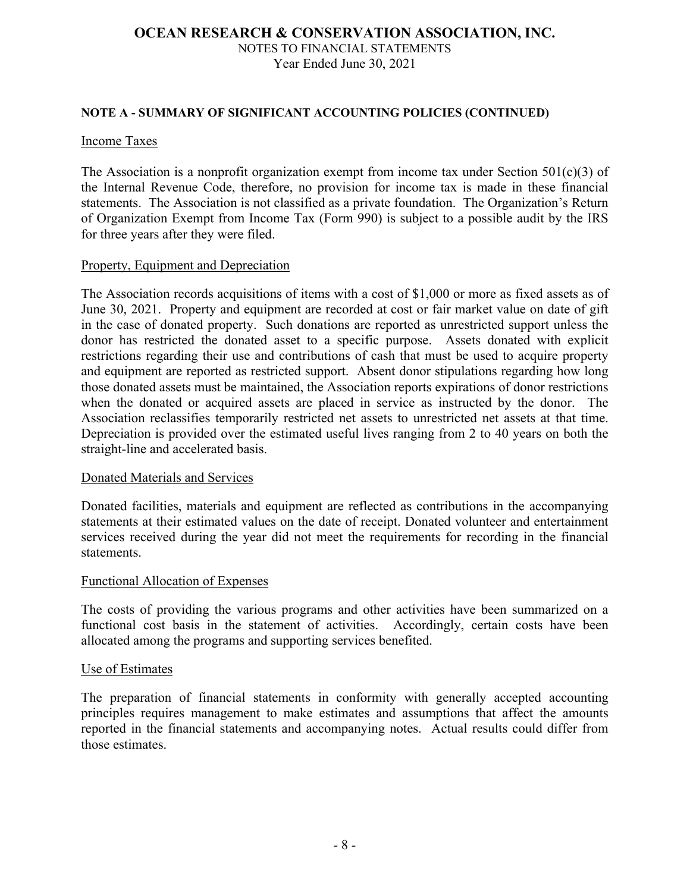## NOTE A - SUMMARY OF SIGNIFICANT ACCOUNTING POLICIES (CONTINUED)

### Income Taxes

The Association is a nonprofit organization exempt from income tax under Section 501(c)(3) of the Internal Revenue Code, therefore, no provision for income tax is made in these financial statements. The Association is not classified as a private foundation. The Organization's Return of Organization Exempt from Income Tax (Form 990) is subject to a possible audit by the IRS for three years after they were filed.

### Property, Equipment and Depreciation

The Association records acquisitions of items with a cost of $1,000 or more as fixed assets as of June 30, 2021. Property and equipment are recorded at cost or fair market value on date of gift in the case of donated property. Such donations are reported as unrestricted support unless the donor has restricted the donated asset to a specific purpose. Assets donated with explicit restrictions regarding their use and contributions of cash that must be used to acquire property and equipment are reported as restricted support. Absent donor stipulations regarding how long those donated assets must be maintained, the Association reports expirations of donor restrictions when the donated or acquired assets are placed in service as instructed by the donor. The Association reclassifies temporarily restricted net assets to unrestricted net assets at that time. Depreciation is provided over the estimated useful lives ranging from 2 to 40 years on both the straight-line and accelerated basis.

### Donated Materials and Services

Donated facilities, materials and equipment are reflected as contributions in the accompanying statements at their estimated values on the date of receipt. Donated volunteer and entertainment services received during the year did not meet the requirements for recording in the financial statements.

### Functional Allocation of Expenses

The costs of providing the various programs and other activities have been summarized on a functional cost basis in the statement of activities. Accordingly, certain costs have been allocated among the programs and supporting services benefited.

### Use of Estimates

The preparation of financial statements in conformity with generally accepted accounting principles requires management to make estimates and assumptions that affect the amounts reported in the financial statements and accompanying notes. Actual results could differ from those estimates.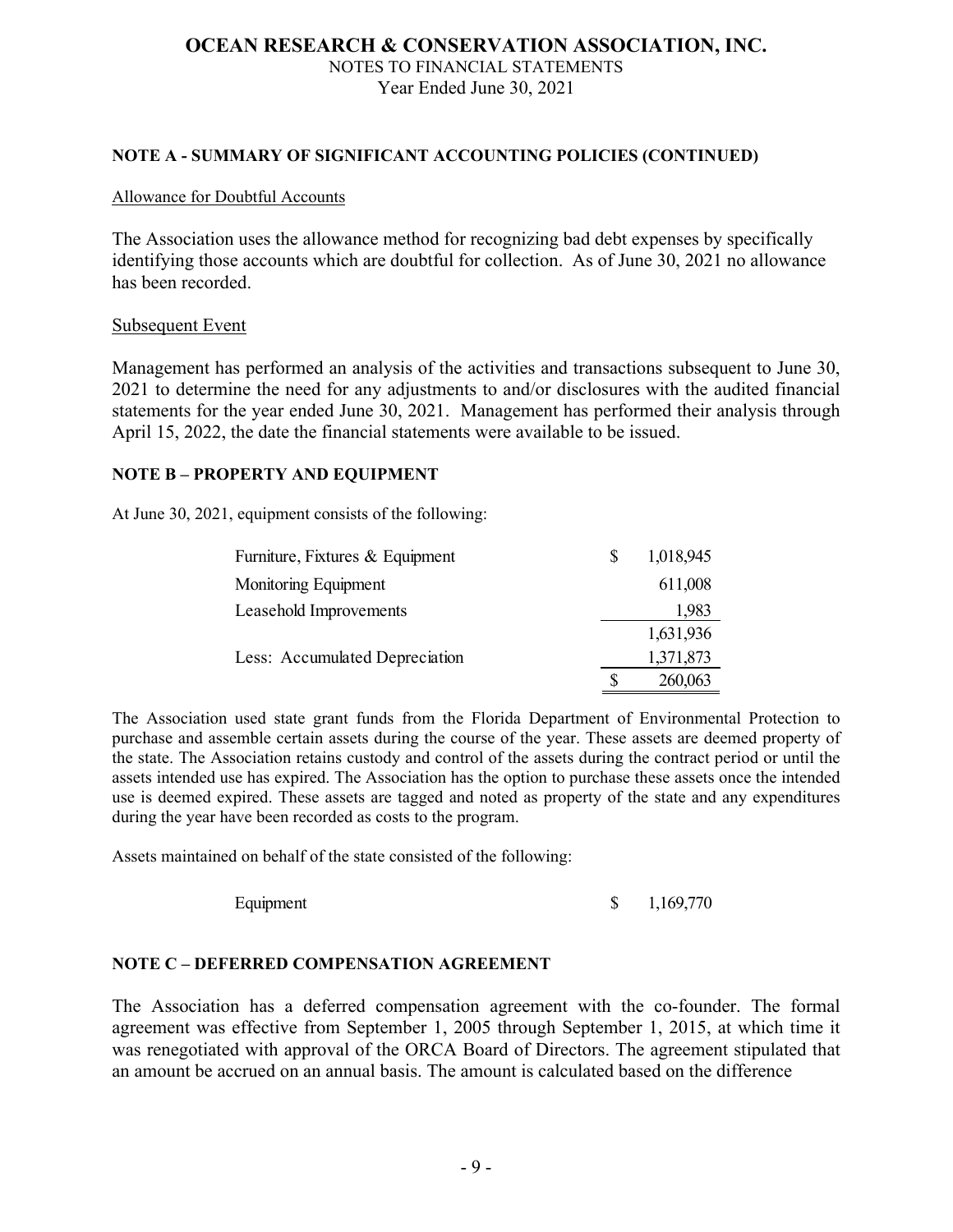## NOTE A - SUMMARY OF SIGNIFICANT ACCOUNTING POLICIES (CONTINUED)

Allowance for Doubtful Accounts

The Association uses the allowance method for recognizing bad debt expenses by specifically identifying those accounts which are doubtful for collection. As of June 30, 2021 no allowance has been recorded.

Subsequent Event

Management has performed an analysis of the activities and transactions subsequent to June 30, 2021 to determine the need for any adjustments to and/or disclosures with the audited financial statements for the year ended June 30, 2021. Management has performed their analysis through April 15, 2022, the date the financial statements were available to be issued.

## NOTE B – PROPERTY AND EQUIPMENT

At June 30, 2021, equipment consists of the following:

| | |
|---|---|
| Furniture, Fixtures & Equipment | $ 1,018,945 |
| Monitoring Equipment | 611,008 |
| Leasehold Improvements | 1,983 |
| | 1,631,936 |
| Less: Accumulated Depreciation | 1,371,873 |
| | $ 260,063 |

The Association used state grant funds from the Florida Department of Environmental Protection to purchase and assemble certain assets during the course of the year. These assets are deemed property of the state. The Association retains custody and control of the assets during the contract period or until the assets intended use has expired. The Association has the option to purchase these assets once the intended use is deemed expired. These assets are tagged and noted as property of the state and any expenditures during the year have been recorded as costs to the program.

Assets maintained on behalf of the state consisted of the following:

| | |
|---|---|
| Equipment | $ 1,169,770 |

## NOTE C – DEFERRED COMPENSATION AGREEMENT

The Association has a deferred compensation agreement with the co-founder. The formal agreement was effective from September 1, 2005 through September 1, 2015, at which time it was renegotiated with approval of the ORCA Board of Directors. The agreement stipulated that an amount be accrued on an annual basis. The amount is calculated based on the difference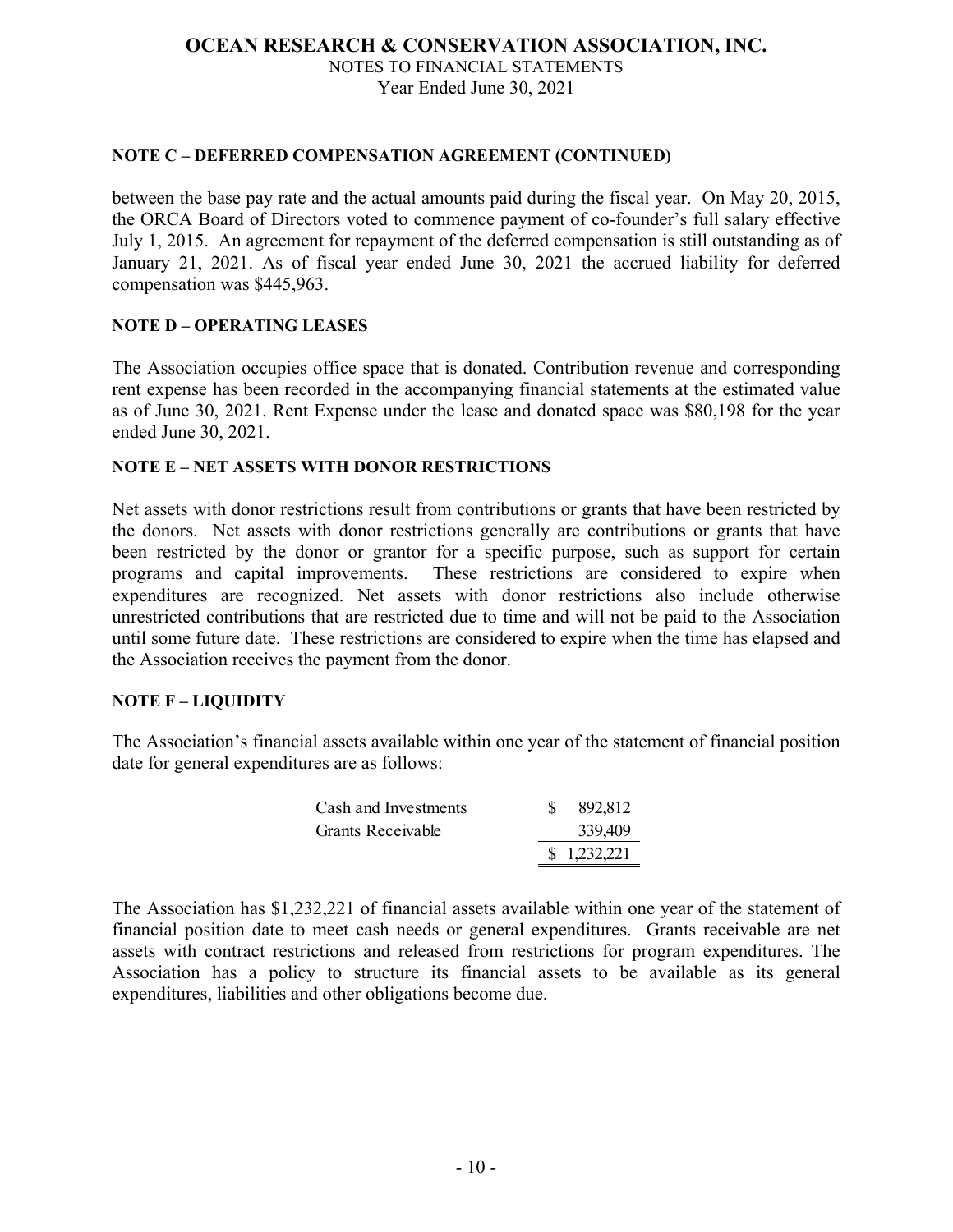#### NOTE C – DEFERRED COMPENSATION AGREEMENT (CONTINUED)

between the base pay rate and the actual amounts paid during the fiscal year. On May 20, 2015, the ORCA Board of Directors voted to commence payment of co-founder's full salary effective July 1, 2015. An agreement for repayment of the deferred compensation is still outstanding as of January 21, 2021. As of fiscal year ended June 30, 2021 the accrued liability for deferred compensation was $445,963.

#### NOTE D – OPERATING LEASES

The Association occupies office space that is donated. Contribution revenue and corresponding rent expense has been recorded in the accompanying financial statements at the estimated value as of June 30, 2021. Rent Expense under the lease and donated space was $80,198 for the year ended June 30, 2021.

#### NOTE E – NET ASSETS WITH DONOR RESTRICTIONS

Net assets with donor restrictions result from contributions or grants that have been restricted by the donors. Net assets with donor restrictions generally are contributions or grants that have been restricted by the donor or grantor for a specific purpose, such as support for certain programs and capital improvements. These restrictions are considered to expire when expenditures are recognized. Net assets with donor restrictions also include otherwise unrestricted contributions that are restricted due to time and will not be paid to the Association until some future date. These restrictions are considered to expire when the time has elapsed and the Association receives the payment from the donor.

#### NOTE F – LIQUIDITY

The Association's financial assets available within one year of the statement of financial position date for general expenditures are as follows:

| | |
|---|---|
| Cash and Investments | $ 892,812 |
| Grants Receivable | 339,409 |
| | $ 1,232,221 |

The Association has $1,232,221 of financial assets available within one year of the statement of financial position date to meet cash needs or general expenditures. Grants receivable are net assets with contract restrictions and released from restrictions for program expenditures. The Association has a policy to structure its financial assets to be available as its general expenditures, liabilities and other obligations become due.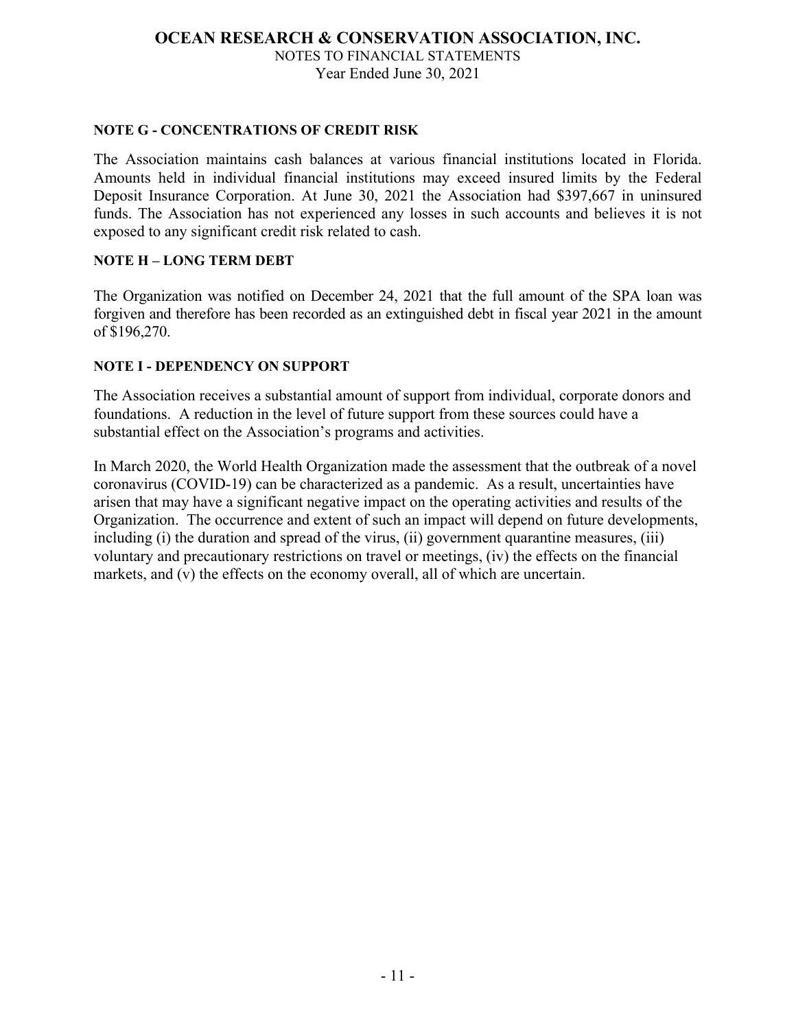# OCEAN RESEARCH & CONSERVATION ASSOCIATION, INC.

NOTES TO FINANCIAL STATEMENTS
Year Ended June 30, 2021

**NOTE G - CONCENTRATIONS OF CREDIT RISK**

The Association maintains cash balances at various financial institutions located in Florida. Amounts held in individual financial institutions may exceed insured limits by the Federal Deposit Insurance Corporation. At June 30, 2021 the Association had $397,667 in uninsured funds. The Association has not experienced any losses in such accounts and believes it is not exposed to any significant credit risk related to cash.

**NOTE H – LONG TERM DEBT**

The Organization was notified on December 24, 2021 that the full amount of the SPA loan was forgiven and therefore has been recorded as an extinguished debt in fiscal year 2021 in the amount of $196,270.

**NOTE I - DEPENDENCY ON SUPPORT**

The Association receives a substantial amount of support from individual, corporate donors and foundations. A reduction in the level of future support from these sources could have a substantial effect on the Association's programs and activities.

In March 2020, the World Health Organization made the assessment that the outbreak of a novel coronavirus (COVID-19) can be characterized as a pandemic. As a result, uncertainties have arisen that may have a significant negative impact on the operating activities and results of the Organization. The occurrence and extent of such an impact will depend on future developments, including (i) the duration and spread of the virus, (ii) government quarantine measures, (iii) voluntary and precautionary restrictions on travel or meetings, (iv) the effects on the financial markets, and (v) the effects on the economy overall, all of which are uncertain.